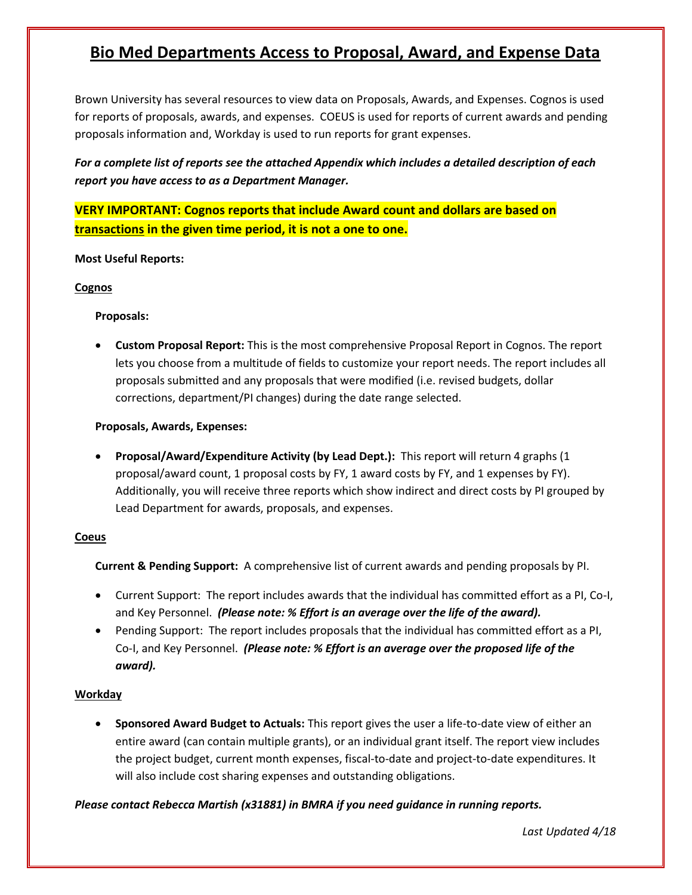# Bio Med Departments Access to Proposal, Award, and Expense Data

Brown University has several resources to view data on Proposals, Awards, and Expenses. Cognos is used for reports of proposals, awards, and expenses. COEUS is used for reports of current awards and pending proposals information and, Workday is used to run reports for grant expenses.

***For a complete list of reports see the attached Appendix which includes a detailed description of each report you have access to as a Department Manager.***

**VERY IMPORTANT: Cognos reports that include Award count and dollars are based on <u>transactions</u> in the given time period, it is not a one to one.**

**Most Useful Reports:**

**<u>Cognos</u>**

**Proposals:**

- **Custom Proposal Report:** This is the most comprehensive Proposal Report in Cognos. The report lets you choose from a multitude of fields to customize your report needs. The report includes all proposals submitted and any proposals that were modified (i.e. revised budgets, dollar corrections, department/PI changes) during the date range selected.

**Proposals, Awards, Expenses:**

- **Proposal/Award/Expenditure Activity (by Lead Dept.):** This report will return 4 graphs (1 proposal/award count, 1 proposal costs by FY, 1 award costs by FY, and 1 expenses by FY). Additionally, you will receive three reports which show indirect and direct costs by PI grouped by Lead Department for awards, proposals, and expenses.

**<u>Coeus</u>**

**Current & Pending Support:** A comprehensive list of current awards and pending proposals by PI.

- Current Support: The report includes awards that the individual has committed effort as a PI, Co-I, and Key Personnel. ***(Please note: % Effort is an average over the life of the award).***
- Pending Support: The report includes proposals that the individual has committed effort as a PI, Co-I, and Key Personnel. ***(Please note: % Effort is an average over the proposed life of the award).***

**<u>Workday</u>**

- **Sponsored Award Budget to Actuals:** This report gives the user a life-to-date view of either an entire award (can contain multiple grants), or an individual grant itself. The report view includes the project budget, current month expenses, fiscal-to-date and project-to-date expenditures. It will also include cost sharing expenses and outstanding obligations.

***Please contact Rebecca Martish (x31881) in BMRA if you need guidance in running reports.***

*Last Updated 4/18*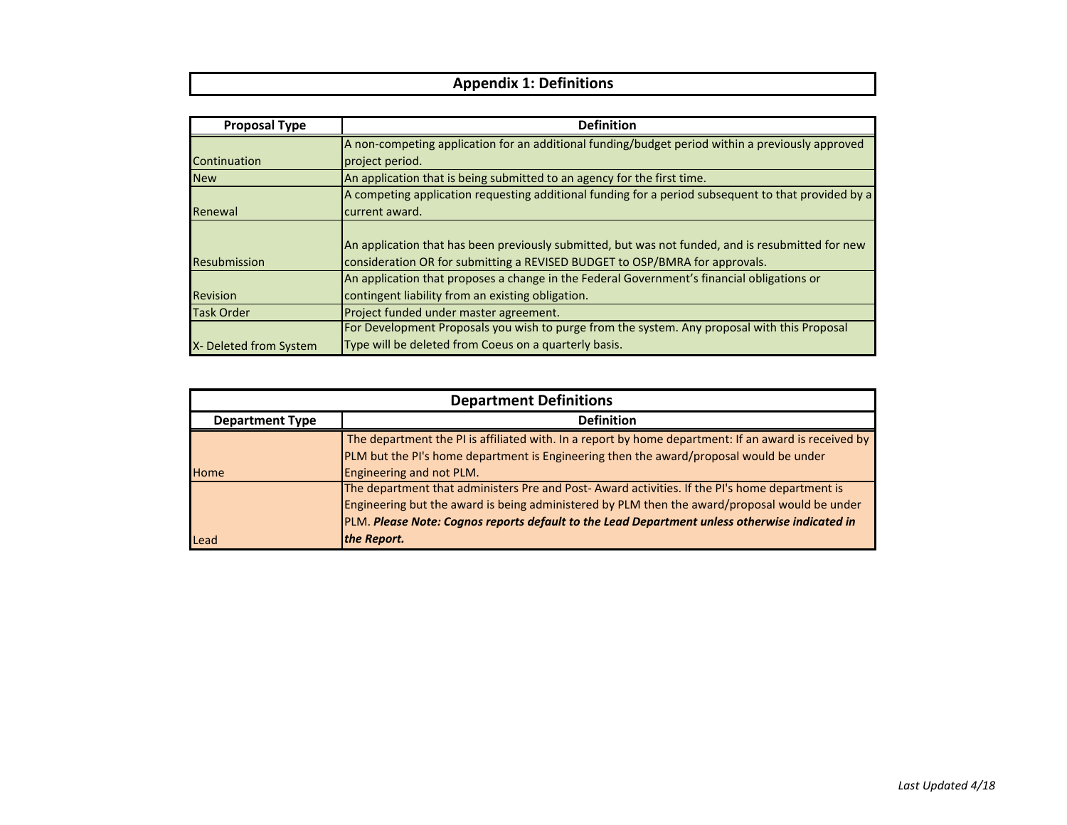# Appendix 1: Definitions

| Proposal Type | Definition |
| --- | --- |
| Continuation | A non-competing application for an additional funding/budget period within a previously approved project period. |
| New | An application that is being submitted to an agency for the first time. |
| Renewal | A competing application requesting additional funding for a period subsequent to that provided by a current award. |
| Resubmission | An application that has been previously submitted, but was not funded, and is resubmitted for new consideration OR for submitting a REVISED BUDGET to OSP/BMRA for approvals. |
| Revision | An application that proposes a change in the Federal Government's financial obligations or contingent liability from an existing obligation. |
| Task Order | Project funded under master agreement. |
| X- Deleted from System | For Development Proposals you wish to purge from the system. Any proposal with this Proposal Type will be deleted from Coeus on a quarterly basis. |

## Department Definitions

| Department Type | Definition |
| --- | --- |
| Home | The department the PI is affiliated with. In a report by home department: If an award is received by PLM but the PI's home department is Engineering then the award/proposal would be under Engineering and not PLM. |
| Lead | The department that administers Pre and Post- Award activities. If the PI's home department is Engineering but the award is being administered by PLM then the award/proposal would be under PLM. ***Please Note: Cognos reports default to the Lead Department unless otherwise indicated in the Report.*** |

*Last Updated 4/18*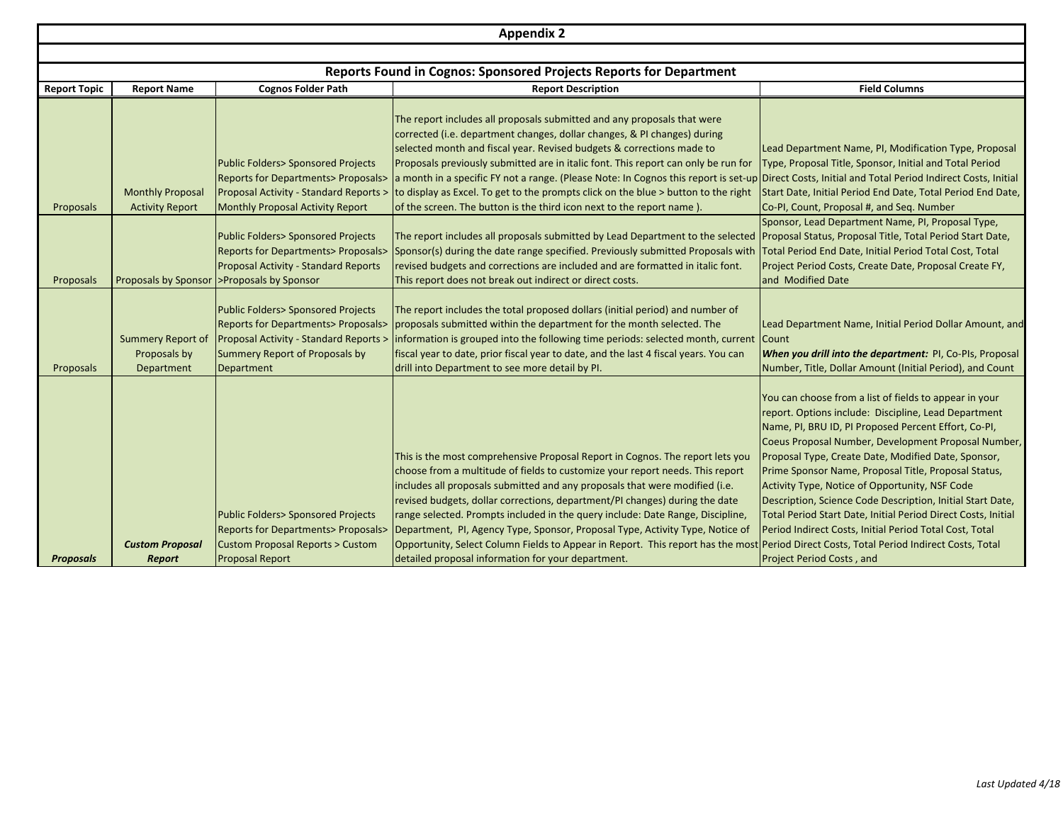# Appendix 2

## Reports Found in Cognos: Sponsored Projects Reports for Department

| Report Topic | Report Name | Cognos Folder Path | Report Description | Field Columns |
|---|---|---|---|---|
| Proposals | Monthly Proposal Activity Report | Public Folders> Sponsored Projects Reports for Departments> Proposals> Proposal Activity - Standard Reports > Monthly Proposal Activity Report | The report includes all proposals submitted and any proposals that were corrected (i.e. department changes, dollar changes, & PI changes) during selected month and fiscal year. Revised budgets & corrections made to Proposals previously submitted are in italic font. This report can only be run for a month in a specific FY not a range. (Please Note: In Cognos this report is set-up to display as Excel. To get to the prompts click on the blue > button to the right of the screen. The button is the third icon next to the report name ). | Lead Department Name, PI, Modification Type, Proposal Type, Proposal Title, Sponsor, Initial and Total Period Direct Costs, Initial and Total Period Indirect Costs, Initial Start Date, Initial Period End Date, Total Period End Date, Co-PI, Count, Proposal #, and Seq. Number |
| Proposals | Proposals by Sponsor | Public Folders> Sponsored Projects Reports for Departments> Proposals> Proposal Activity - Standard Reports >Proposals by Sponsor | The report includes all proposals submitted by Lead Department to the selected Sponsor(s) during the date range specified. Previously submitted Proposals with revised budgets and corrections are included and are formatted in italic font. This report does not break out indirect or direct costs. | Sponsor, Lead Department Name, PI, Proposal Type, Proposal Status, Proposal Title, Total Period Start Date, Total Period End Date, Initial Period Total Cost, Total Project Period Costs, Create Date, Proposal Create FY, and Modified Date |
| Proposals | Summery Report of Proposals by Department | Public Folders> Sponsored Projects Reports for Departments> Proposals> Proposal Activity - Standard Reports > Summery Report of Proposals by Department | The report includes the total proposed dollars (initial period) and number of proposals submitted within the department for the month selected. The information is grouped into the following time periods: selected month, current fiscal year to date, prior fiscal year to date, and the last 4 fiscal years. You can drill into Department to see more detail by PI. | Lead Department Name, Initial Period Dollar Amount, and Count<br>***When you drill into the department:*** PI, Co-PIs, Proposal Number, Title, Dollar Amount (Initial Period), and Count |
| ***Proposals*** | ***Custom Proposal Report*** | Public Folders> Sponsored Projects Reports for Departments> Proposals> Custom Proposal Reports > Custom Proposal Report | This is the most comprehensive Proposal Report in Cognos. The report lets you choose from a multitude of fields to customize your report needs. This report includes all proposals submitted and any proposals that were modified (i.e. revised budgets, dollar corrections, department/PI changes) during the date range selected. Prompts included in the query include: Date Range, Discipline, Department, PI, Agency Type, Sponsor, Proposal Type, Activity Type, Notice of Opportunity, Select Column Fields to Appear in Report. This report has the most detailed proposal information for your department. | You can choose from a list of fields to appear in your report. Options include: Discipline, Lead Department Name, PI, BRU ID, PI Proposed Percent Effort, Co-PI, Coeus Proposal Number, Development Proposal Number, Proposal Type, Create Date, Modified Date, Sponsor, Prime Sponsor Name, Proposal Title, Proposal Status, Activity Type, Notice of Opportunity, NSF Code Description, Science Code Description, Initial Start Date, Total Period Start Date, Initial Period Direct Costs, Initial Period Indirect Costs, Initial Period Total Cost, Total Period Direct Costs, Total Period Indirect Costs, Total Project Period Costs , and |

*Last Updated 4/18*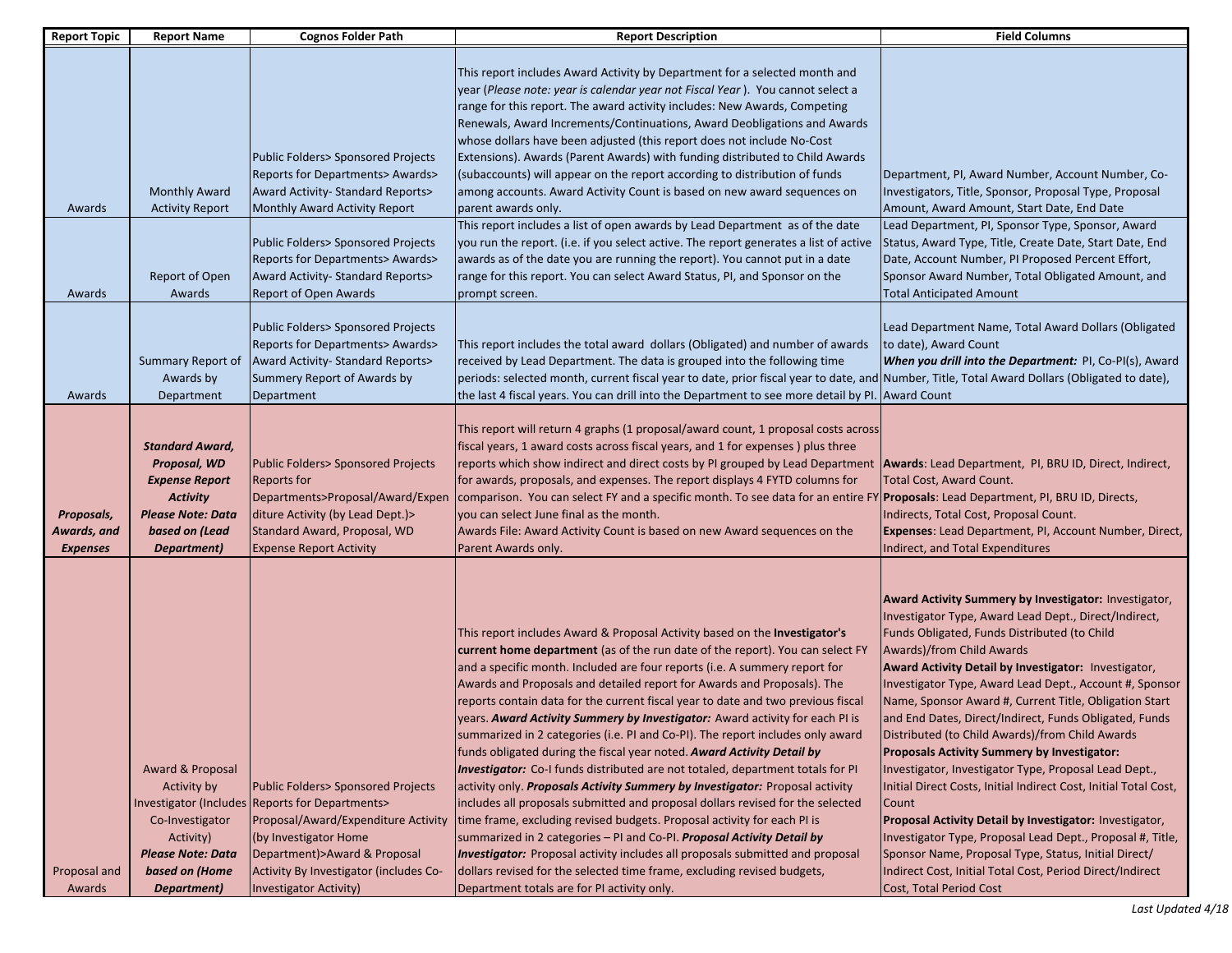| Report Topic | Report Name | Cognos Folder Path | Report Description | Field Columns |
|---|---|---|---|---|
| Awards | Monthly Award Activity Report | Public Folders> Sponsored Projects Reports for Departments> Awards> Award Activity- Standard Reports> Monthly Award Activity Report | This report includes Award Activity by Department for a selected month and year (*Please note: year is calendar year not Fiscal Year*). You cannot select a range for this report. The award activity includes: New Awards, Competing Renewals, Award Increments/Continuations, Award Deobligations and Awards whose dollars have been adjusted (this report does not include No-Cost Extensions). Awards (Parent Awards) with funding distributed to Child Awards (subaccounts) will appear on the report according to distribution of funds among accounts. Award Activity Count is based on new award sequences on parent awards only. | Department, PI, Award Number, Account Number, Co-Investigators, Title, Sponsor, Proposal Type, Proposal Amount, Award Amount, Start Date, End Date |
| Awards | Report of Open Awards | Public Folders> Sponsored Projects Reports for Departments> Awards> Award Activity- Standard Reports> Report of Open Awards | This report includes a list of open awards by Lead Department as of the date you run the report. (i.e. if you select active. The report generates a list of active awards as of the date you are running the report). You cannot put in a date range for this report. You can select Award Status, PI, and Sponsor on the prompt screen. | Lead Department, PI, Sponsor Type, Sponsor, Award Status, Award Type, Title, Create Date, Start Date, End Date, Account Number, PI Proposed Percent Effort, Sponsor Award Number, Total Obligated Amount, and Total Anticipated Amount |
| Awards | Summary Report of Awards by Department | Public Folders> Sponsored Projects Reports for Departments> Awards> Award Activity- Standard Reports> Summery Report of Awards by Department | This report includes the total award dollars (Obligated) and number of awards received by Lead Department. The data is grouped into the following time periods: selected month, current fiscal year to date, prior fiscal year to date, and the last 4 fiscal years. You can drill into the Department to see more detail by PI. | Lead Department Name, Total Award Dollars (Obligated to date), Award Count<br>***When you drill into the Department:*** PI, Co-PI(s), Award Number, Title, Total Award Dollars (Obligated to date), Award Count |
| ***Proposals, Awards, and Expenses*** | ***Standard Award, Proposal, WD Expense Report Activity Please Note: Data based on (Lead Department)*** | Public Folders> Sponsored Projects Reports for Departments>Proposal/Award/Expenditure Activity (by Lead Dept.)> Standard Award, Proposal, WD Expense Report Activity | This report will return 4 graphs (1 proposal/award count, 1 proposal costs across fiscal years, 1 award costs across fiscal years, and 1 for expenses ) plus three reports which show indirect and direct costs by PI grouped by Lead Department for awards, proposals, and expenses. The report displays 4 FYTD columns for comparison. You can select FY and a specific month. To see data for an entire FY you can select June final as the month.<br>Awards File: Award Activity Count is based on new Award sequences on the Parent Awards only. | **Awards**: Lead Department, PI, BRU ID, Direct, Indirect, Total Cost, Award Count.<br>**Proposals**: Lead Department, PI, BRU ID, Directs, Indirects, Total Cost, Proposal Count.<br>**Expenses**: Lead Department, PI, Account Number, Direct, Indirect, and Total Expenditures |
| Proposal and Awards | Award & Proposal Activity by Investigator (Includes Co-Investigator Activity) ***Please Note: Data based on (Home Department)*** | Public Folders> Sponsored Projects Reports for Departments> Proposal/Award/Expenditure Activity (by Investigator Home Department)>Award & Proposal Activity By Investigator (includes Co-Investigator Activity) | This report includes Award & Proposal Activity based on the **Investigator's current home department** (as of the run date of the report). You can select FY and a specific month. Included are four reports (i.e. A summery report for Awards and Proposals and detailed report for Awards and Proposals). The reports contain data for the current fiscal year to date and two previous fiscal years. ***Award Activity Summery by Investigator:*** Award activity for each PI is summarized in 2 categories (i.e. PI and Co-PI). The report includes only award funds obligated during the fiscal year noted. ***Award Activity Detail by Investigator:*** Co-I funds distributed are not totaled, department totals for PI activity only. ***Proposals Activity Summery by Investigator:*** Proposal activity includes all proposals submitted and proposal dollars revised for the selected time frame, excluding revised budgets. Proposal activity for each PI is summarized in 2 categories – PI and Co-PI. ***Proposal Activity Detail by Investigator:*** Proposal activity includes all proposals submitted and proposal dollars revised for the selected time frame, excluding revised budgets, Department totals are for PI activity only. | **Award Activity Summery by Investigator:** Investigator, Investigator Type, Award Lead Dept., Direct/Indirect, Funds Obligated, Funds Distributed (to Child Awards)/from Child Awards<br>**Award Activity Detail by Investigator:** Investigator, Investigator Type, Award Lead Dept., Account #, Sponsor Name, Sponsor Award #, Current Title, Obligation Start and End Dates, Direct/Indirect, Funds Obligated, Funds Distributed (to Child Awards)/from Child Awards<br>**Proposals Activity Summery by Investigator:** Investigator, Investigator Type, Proposal Lead Dept., Initial Direct Costs, Initial Indirect Cost, Initial Total Cost, Count<br>**Proposal Activity Detail by Investigator:** Investigator, Investigator Type, Proposal Lead Dept., Proposal #, Title, Sponsor Name, Proposal Type, Status, Initial Direct/Indirect Cost, Initial Total Cost, Period Direct/Indirect Cost, Total Period Cost |

*Last Updated 4/18*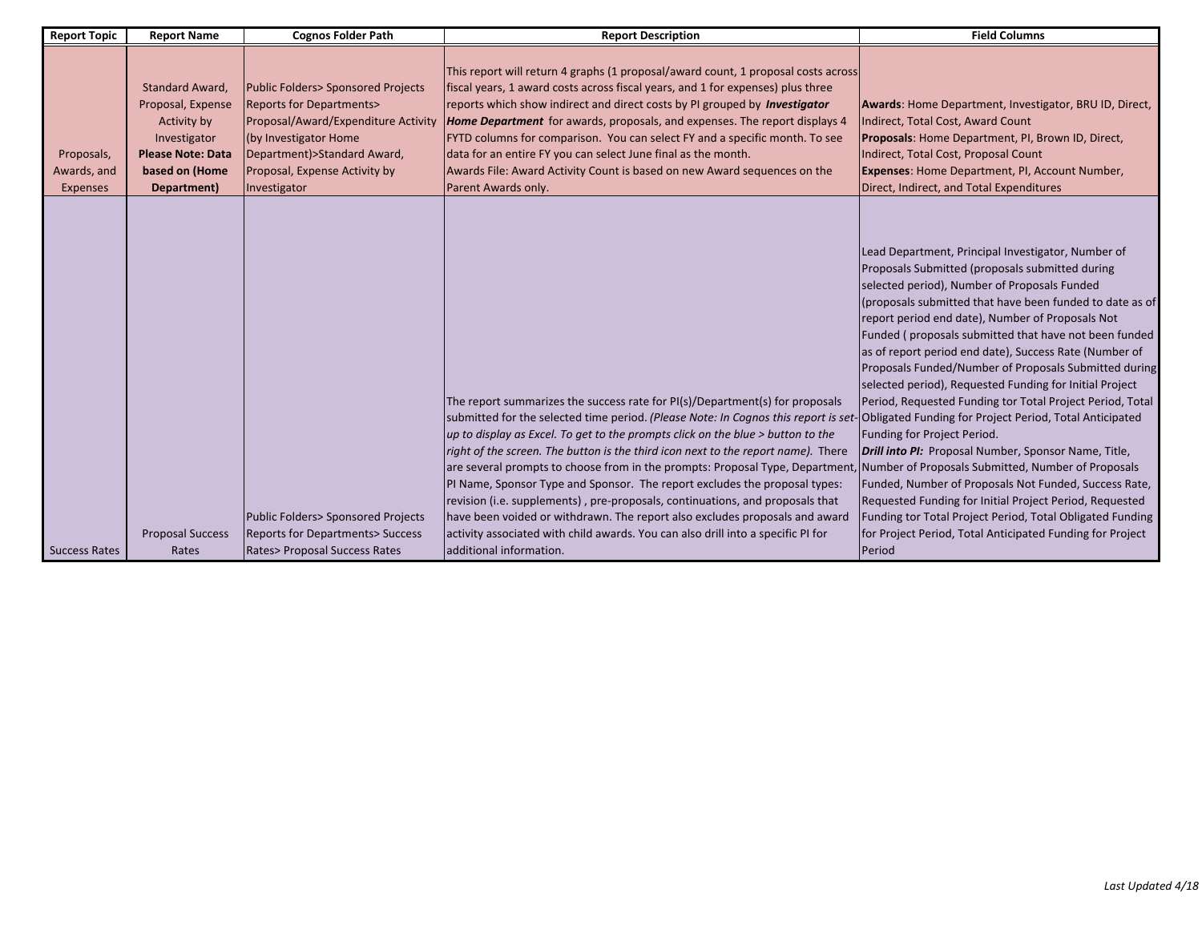| Report Topic | Report Name | Cognos Folder Path | Report Description | Field Columns |
|---|---|---|---|---|
| Proposals, Awards, and Expenses | Standard Award, Proposal, Expense Activity by Investigator **Please Note: Data based on (Home Department)** | Public Folders> Sponsored Projects Reports for Departments> Proposal/Award/Expenditure Activity (by Investigator Home Department)>Standard Award, Proposal, Expense Activity by Investigator | This report will return 4 graphs (1 proposal/award count, 1 proposal costs across fiscal years, 1 award costs across fiscal years, and 1 for expenses) plus three reports which show indirect and direct costs by PI grouped by ***Investigator Home Department*** for awards, proposals, and expenses. The report displays 4 FYTD columns for comparison. You can select FY and a specific month. To see data for an entire FY you can select June final as the month. Awards File: Award Activity Count is based on new Award sequences on the Parent Awards only. | **Awards**: Home Department, Investigator, BRU ID, Direct, Indirect, Total Cost, Award Count **Proposals**: Home Department, PI, Brown ID, Direct, Indirect, Total Cost, Proposal Count **Expenses**: Home Department, PI, Account Number, Direct, Indirect, and Total Expenditures |
| Success Rates | Proposal Success Rates | Public Folders> Sponsored Projects Reports for Departments> Success Rates> Proposal Success Rates | The report summarizes the success rate for PI(s)/Department(s) for proposals submitted for the selected time period. *(Please Note: In Cognos this report is set-up to display as Excel. To get to the prompts click on the blue > button to the right of the screen. The button is the third icon next to the report name).* There are several prompts to choose from in the prompts: Proposal Type, Department, PI Name, Sponsor Type and Sponsor. The report excludes the proposal types: revision (i.e. supplements) , pre-proposals, continuations, and proposals that have been voided or withdrawn. The report also excludes proposals and award activity associated with child awards. You can also drill into a specific PI for additional information. | Lead Department, Principal Investigator, Number of Proposals Submitted (proposals submitted during selected period), Number of Proposals Funded (proposals submitted that have been funded to date as of report period end date), Number of Proposals Not Funded ( proposals submitted that have not been funded as of report period end date), Success Rate (Number of Proposals Funded/Number of Proposals Submitted during selected period), Requested Funding for Initial Project Period, Requested Funding tor Total Project Period, Total Obligated Funding for Project Period, Total Anticipated Funding for Project Period. ***Drill into PI:*** Proposal Number, Sponsor Name, Title, Number of Proposals Submitted, Number of Proposals Funded, Number of Proposals Not Funded, Success Rate, Requested Funding for Initial Project Period, Requested Funding tor Total Project Period, Total Obligated Funding for Project Period, Total Anticipated Funding for Project Period |

*Last Updated 4/18*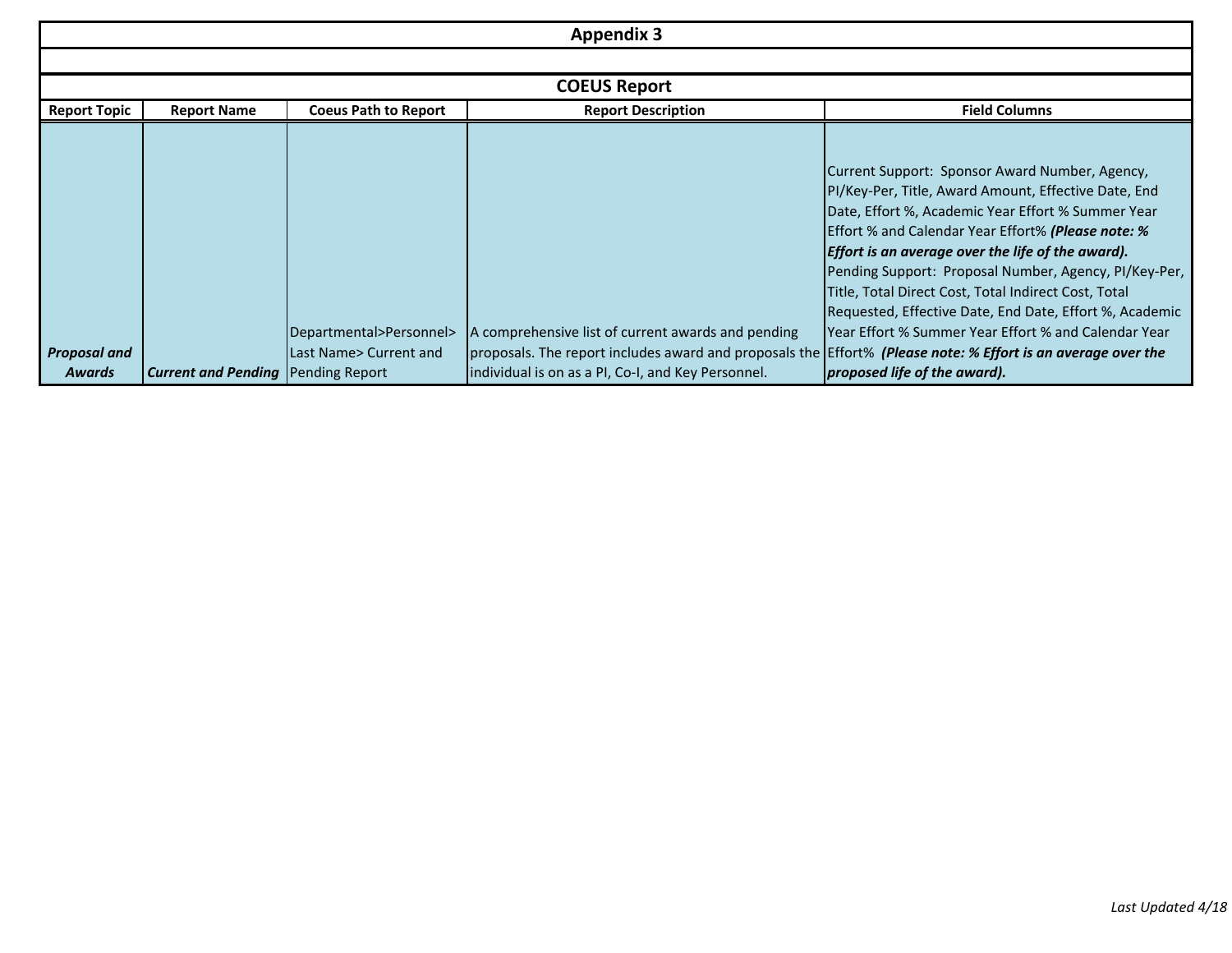# Appendix 3

## COEUS Report

| Report Topic | Report Name | Coeus Path to Report | Report Description | Field Columns |
|---|---|---|---|---|
| ***Proposal and Awards*** | ***Current and Pending*** | Departmental>Personnel> Last Name> Current and Pending Report | A comprehensive list of current awards and pending proposals. The report includes award and proposals the individual is on as a PI, Co-I, and Key Personnel. | Current Support: Sponsor Award Number, Agency, PI/Key-Per, Title, Award Amount, Effective Date, End Date, Effort %, Academic Year Effort % Summer Year Effort % and Calendar Year Effort% ***(Please note: % Effort is an average over the life of the award).*** Pending Support: Proposal Number, Agency, PI/Key-Per, Title, Total Direct Cost, Total Indirect Cost, Total Requested, Effective Date, End Date, Effort %, Academic Year Effort % Summer Year Effort % and Calendar Year Effort% ***(Please note: % Effort is an average over the proposed life of the award).*** |

*Last Updated 4/18*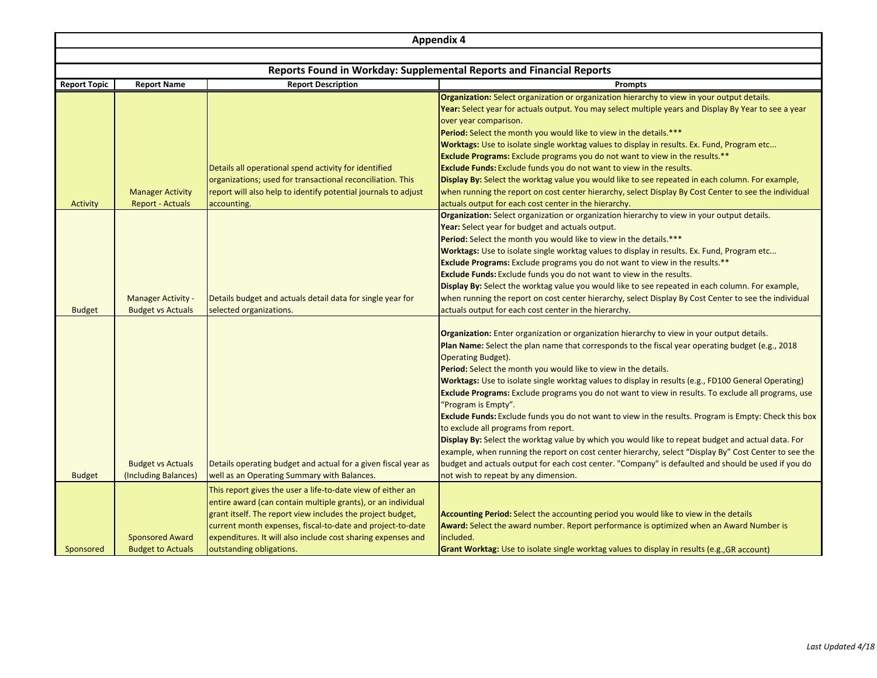# Appendix 4

## Reports Found in Workday: Supplemental Reports and Financial Reports

| Report Topic | Report Name | Report Description | Prompts |
|---|---|---|---|
| Activity | Manager Activity Report - Actuals | Details all operational spend activity for identified organizations; used for transactional reconciliation. This report will also help to identify potential journals to adjust accounting. | **Organization:** Select organization or organization hierarchy to view in your output details.<br>**Year:** Select year for actuals output. You may select multiple years and Display By Year to see a year over year comparison.<br>**Period:** Select the month you would like to view in the details.***<br>**Worktags:** Use to isolate single worktag values to display in results. Ex. Fund, Program etc...<br>**Exclude Programs:** Exclude programs you do not want to view in the results.**<br>**Exclude Funds:** Exclude funds you do not want to view in the results.<br>**Display By:** Select the worktag value you would like to see repeated in each column. For example, when running the report on cost center hierarchy, select Display By Cost Center to see the individual actuals output for each cost center in the hierarchy. |
| Budget | Manager Activity - Budget vs Actuals | Details budget and actuals detail data for single year for selected organizations. | **Organization:** Select organization or organization hierarchy to view in your output details.<br>**Year:** Select year for budget and actuals output.<br>**Period:** Select the month you would like to view in the details.***<br>**Worktags:** Use to isolate single worktag values to display in results. Ex. Fund, Program etc...<br>**Exclude Programs:** Exclude programs you do not want to view in the results.**<br>**Exclude Funds:** Exclude funds you do not want to view in the results.<br>**Display By:** Select the worktag value you would like to see repeated in each column. For example, when running the report on cost center hierarchy, select Display By Cost Center to see the individual actuals output for each cost center in the hierarchy. |
| Budget | Budget vs Actuals (Including Balances) | Details operating budget and actual for a given fiscal year as well as an Operating Summary with Balances. | **Organization:** Enter organization or organization hierarchy to view in your output details.<br>**Plan Name:** Select the plan name that corresponds to the fiscal year operating budget (e.g., 2018 Operating Budget).<br>**Period:** Select the month you would like to view in the details.<br>**Worktags:** Use to isolate single worktag values to display in results (e.g., FD100 General Operating)<br>**Exclude Programs:** Exclude programs you do not want to view in results. To exclude all programs, use "Program is Empty".<br>**Exclude Funds:** Exclude funds you do not want to view in the results. Program is Empty: Check this box to exclude all programs from report.<br>**Display By:** Select the worktag value by which you would like to repeat budget and actual data. For example, when running the report on cost center hierarchy, select "Display By" Cost Center to see the budget and actuals output for each cost center. "Company" is defaulted and should be used if you do not wish to repeat by any dimension. |
| Sponsored | Sponsored Award Budget to Actuals | This report gives the user a life-to-date view of either an entire award (can contain multiple grants), or an individual grant itself. The report view includes the project budget, current month expenses, fiscal-to-date and project-to-date expenditures. It will also include cost sharing expenses and outstanding obligations. | **Accounting Period:** Select the accounting period you would like to view in the details<br>**Award:** Select the award number. Report performance is optimized when an Award Number is included.<br>**Grant Worktag:** Use to isolate single worktag values to display in results (e.g.,GR account) |

*Last Updated 4/18*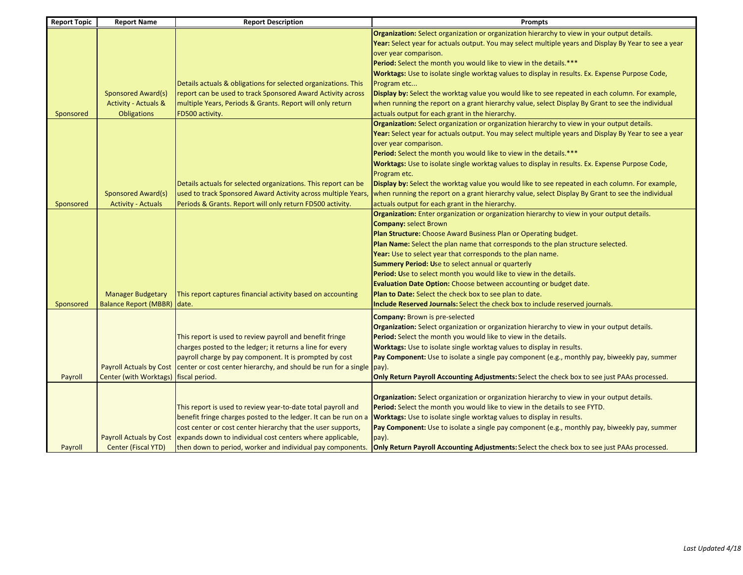| Report Topic | Report Name | Report Description | Prompts |
|---|---|---|---|
| Sponsored | Sponsored Award(s) Activity - Actuals & Obligations | Details actuals & obligations for selected organizations. This report can be used to track Sponsored Award Activity across multiple Years, Periods & Grants. Report will only return FD500 activity. | **Organization:** Select organization or organization hierarchy to view in your output details.<br>**Year:** Select year for actuals output. You may select multiple years and Display By Year to see a year over year comparison.<br>**Period:** Select the month you would like to view in the details.***<br>**Worktags:** Use to isolate single worktag values to display in results. Ex. Expense Purpose Code, Program etc...<br>**Display by:** Select the worktag value you would like to see repeated in each column. For example, when running the report on a grant hierarchy value, select Display By Grant to see the individual actuals output for each grant in the hierarchy. |
| Sponsored | Sponsored Award(s) Activity - Actuals | Details actuals for selected organizations. This report can be used to track Sponsored Award Activity across multiple Years, Periods & Grants. Report will only return FD500 activity. | **Organization:** Select organization or organization hierarchy to view in your output details.<br>**Year:** Select year for actuals output. You may select multiple years and Display By Year to see a year over year comparison.<br>**Period:** Select the month you would like to view in the details.***<br>**Worktags:** Use to isolate single worktag values to display in results. Ex. Expense Purpose Code, Program etc.<br>**Display by:** Select the worktag value you would like to see repeated in each column. For example, when running the report on a grant hierarchy value, select Display By Grant to see the individual actuals output for each grant in the hierarchy. |
| Sponsored | Manager Budgetary Balance Report (MBBR) | This report captures financial activity based on accounting date. | **Organization:** Enter organization or organization hierarchy to view in your output details.<br>**Company:** select Brown<br>**Plan Structure:** Choose Award Business Plan or Operating budget.<br>**Plan Name:** Select the plan name that corresponds to the plan structure selected.<br>**Year:** Use to select year that corresponds to the plan name.<br>**Summery Period: U**se to select annual or quarterly<br>**Period: U**se to select month you would like to view in the details.<br>**Evaluation Date Option:** Choose between accounting or budget date.<br>**Plan to Date:** Select the check box to see plan to date.<br>**Include Reserved Journals:** Select the check box to include reserved journals. |
| Payroll | Payroll Actuals by Cost Center (with Worktags) | This report is used to review payroll and benefit fringe charges posted to the ledger; it returns a line for every payroll charge by pay component. It is prompted by cost center or cost center hierarchy, and should be run for a single fiscal period. | **Company:** Brown is pre-selected<br>**Organization:** Select organization or organization hierarchy to view in your output details.<br>**Period:** Select the month you would like to view in the details.<br>**Worktags:** Use to isolate single worktag values to display in results.<br>**Pay Component:** Use to isolate a single pay component (e.g., monthly pay, biweekly pay, summer pay).<br>**Only Return Payroll Accounting Adjustments:** Select the check box to see just PAAs processed. |
| Payroll | Payroll Actuals by Cost Center (Fiscal YTD) | This report is used to review year-to-date total payroll and benefit fringe charges posted to the ledger. It can be run on a cost center or cost center hierarchy that the user supports, expands down to individual cost centers where applicable, then down to period, worker and individual pay components. | **Organization:** Select organization or organization hierarchy to view in your output details.<br>**Period:** Select the month you would like to view in the details to see FYTD.<br>**Worktags:** Use to isolate single worktag values to display in results.<br>**Pay Component:** Use to isolate a single pay component (e.g., monthly pay, biweekly pay, summer pay).<br>**Only Return Payroll Accounting Adjustments:** Select the check box to see just PAAs processed. |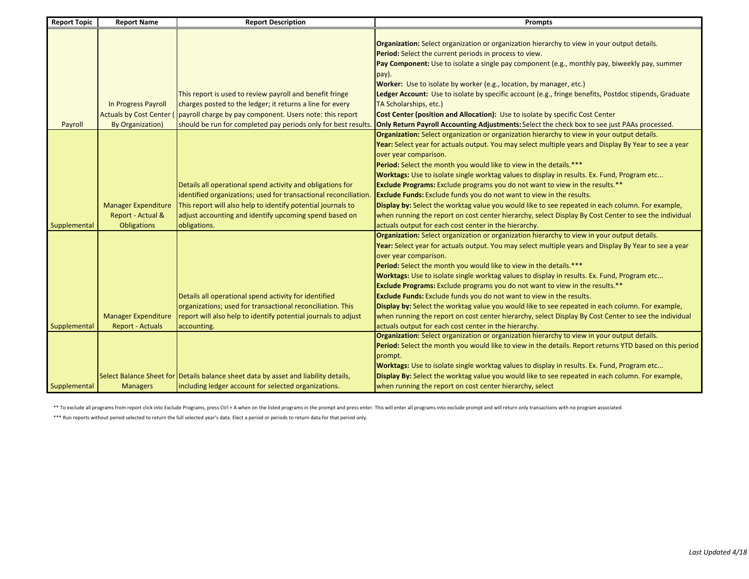| Report Topic | Report Name | Report Description | Prompts |
|---|---|---|---|
| Payroll | In Progress Payroll Actuals by Cost Center ( By Organization) | This report is used to review payroll and benefit fringe charges posted to the ledger; it returns a line for every payroll charge by pay component. Users note: this report should be run for completed pay periods only for best results. | **Organization:** Select organization or organization hierarchy to view in your output details.<br>**Period:** Select the current periods in process to view.<br>**Pay Component:** Use to isolate a single pay component (e.g., monthly pay, biweekly pay, summer pay).<br>**Worker:** Use to isolate by worker (e.g., location, by manager, etc.)<br>**Ledger Account:** Use to isolate by specific account (e.g., fringe benefits, Postdoc stipends, Graduate TA Scholarships, etc.)<br>**Cost Center (position and Allocation):** Use to isolate by specific Cost Center<br>**Only Return Payroll Accounting Adjustments:** Select the check box to see just PAAs processed. |
| Supplemental | Manager Expenditure Report - Actual & Obligations | Details all operational spend activity and obligations for identified organizations; used for transactional reconciliation. This report will also help to identify potential journals to adjust accounting and identify upcoming spend based on obligations. | **Organization:** Select organization or organization hierarchy to view in your output details.<br>**Year:** Select year for actuals output. You may select multiple years and Display By Year to see a year over year comparison.<br>**Period:** Select the month you would like to view in the details.***<br>**Worktags:** Use to isolate single worktag values to display in results. Ex. Fund, Program etc...<br>**Exclude Programs:** Exclude programs you do not want to view in the results.**<br>**Exclude Funds:** Exclude funds you do not want to view in the results.<br>**Display by:** Select the worktag value you would like to see repeated in each column. For example, when running the report on cost center hierarchy, select Display By Cost Center to see the individual actuals output for each cost center in the hierarchy. |
| Supplemental | Manager Expenditure Report - Actuals | Details all operational spend activity for identified organizations; used for transactional reconciliation. This report will also help to identify potential journals to adjust accounting. | **Organization:** Select organization or organization hierarchy to view in your output details.<br>**Year:** Select year for actuals output. You may select multiple years and Display By Year to see a year over year comparison.<br>**Period:** Select the month you would like to view in the details.***<br>**Worktags:** Use to isolate single worktag values to display in results. Ex. Fund, Program etc...<br>**Exclude Programs:** Exclude programs you do not want to view in the results.**<br>**Exclude Funds:** Exclude funds you do not want to view in the results.<br>**Display by:** Select the worktag value you would like to see repeated in each column. For example, when running the report on cost center hierarchy, select Display By Cost Center to see the individual actuals output for each cost center in the hierarchy. |
| Supplemental | Select Balance Sheet for Managers | Details balance sheet data by asset and liability details, including ledger account for selected organizations. | **Organization:** Select organization or organization hierarchy to view in your output details.<br>**Period:** Select the month you would like to view in the details. Report returns YTD based on this period prompt.<br>**Worktags:** Use to isolate single worktag values to display in results. Ex. Fund, Program etc...<br>**Display By:** Select the worktag value you would like to see repeated in each column. For example, when running the report on cost center hierarchy, select |

** To exclude all programs from report click into Exclude Programs, press Ctrl + A when on the listed programs in the prompt and press enter. This will enter all programs into exclude prompt and will return only transactions with no program associated.

*** Run reports without period selected to return the full selected year's data. Elect a period or periods to return data for that period only.

*Last Updated 4/18*